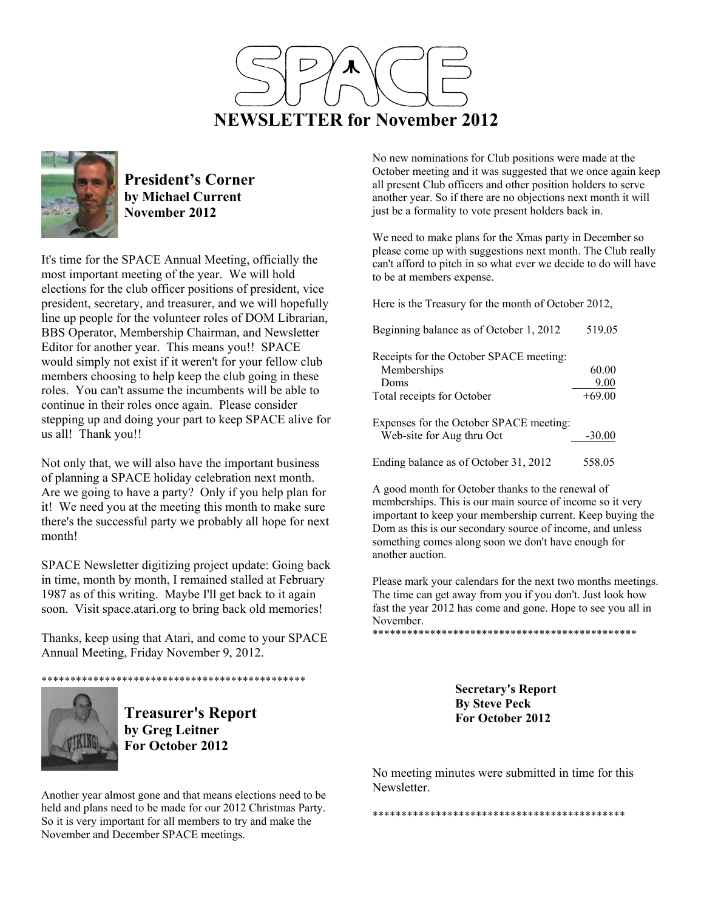# SPACE

# NEWSLETTER for November 2012

## President's Corner
**by Michael Current**
**November 2012**

It's time for the SPACE Annual Meeting, officially the most important meeting of the year. We will hold elections for the club officer positions of president, vice president, secretary, and treasurer, and we will hopefully line up people for the volunteer roles of DOM Librarian, BBS Operator, Membership Chairman, and Newsletter Editor for another year. This means you!! SPACE would simply not exist if it weren't for your fellow club members choosing to help keep the club going in these roles. You can't assume the incumbents will be able to continue in their roles once again. Please consider stepping up and doing your part to keep SPACE alive for us all! Thank you!!

Not only that, we will also have the important business of planning a SPACE holiday celebration next month. Are we going to have a party? Only if you help plan for it! We need you at the meeting this month to make sure there's the successful party we probably all hope for next month!

SPACE Newsletter digitizing project update: Going back in time, month by month, I remained stalled at February 1987 as of this writing. Maybe I'll get back to it again soon. Visit space.atari.org to bring back old memories!

Thanks, keep using that Atari, and come to your SPACE Annual Meeting, Friday November 9, 2012.

**********************************************

## Treasurer's Report
**by Greg Leitner**
**For October 2012**

Another year almost gone and that means elections need to be held and plans need to be made for our 2012 Christmas Party. So it is very important for all members to try and make the November and December SPACE meetings.

No new nominations for Club positions were made at the October meeting and it was suggested that we once again keep all present Club officers and other position holders to serve another year. So if there are no objections next month it will just be a formality to vote present holders back in.

We need to make plans for the Xmas party in December so please come up with suggestions next month. The Club really can't afford to pitch in so what ever we decide to do will have to be at members expense.

Here is the Treasury for the month of October 2012,

| | |
|---|---|
| Beginning balance as of October 1, 2012 | 519.05 |
| Receipts for the October SPACE meeting: | |
| Memberships | 60.00 |
| Doms | 9.00 |
| Total receipts for October | +69.00 |
| Expenses for the October SPACE meeting: | |
| Web-site for Aug thru Oct | -30.00 |
| Ending balance as of October 31, 2012 | 558.05 |

A good month for October thanks to the renewal of memberships. This is our main source of income so it very important to keep your membership current. Keep buying the Dom as this is our secondary source of income, and unless something comes along soon we don't have enough for another auction.

Please mark your calendars for the next two months meetings. The time can get away from you if you don't. Just look how fast the year 2012 has come and gone. Hope to see you all in November.

**********************************************

## Secretary's Report
**By Steve Peck**
**For October 2012**

No meeting minutes were submitted in time for this Newsletter.

*******************************************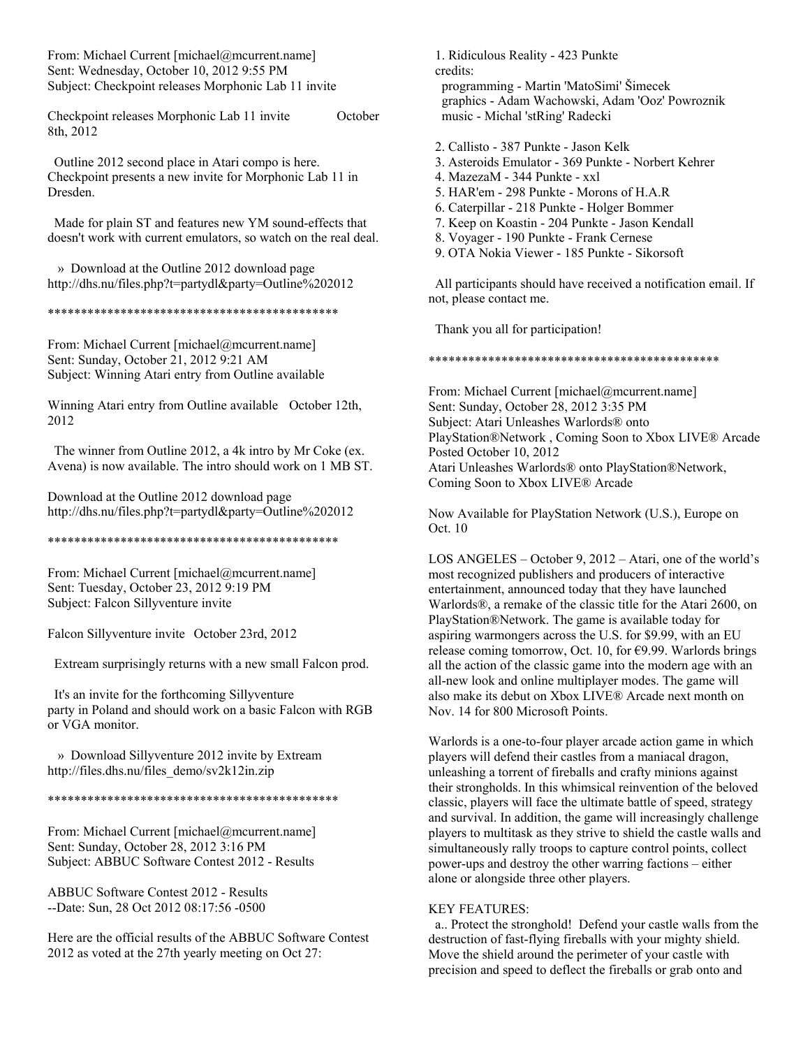From: Michael Current [michael@mcurrent.name]
Sent: Wednesday, October 10, 2012 9:55 PM
Subject: Checkpoint releases Morphonic Lab 11 invite

Checkpoint releases Morphonic Lab 11 invite October 8th, 2012

Outline 2012 second place in Atari compo is here. Checkpoint presents a new invite for Morphonic Lab 11 in Dresden.

Made for plain ST and features new YM sound-effects that doesn't work with current emulators, so watch on the real deal.

» Download at the Outline 2012 download page
http://dhs.nu/files.php?t=partydl&party=Outline%202012

*********************************************

From: Michael Current [michael@mcurrent.name]
Sent: Sunday, October 21, 2012 9:21 AM
Subject: Winning Atari entry from Outline available

Winning Atari entry from Outline available October 12th, 2012

The winner from Outline 2012, a 4k intro by Mr Coke (ex. Avena) is now available. The intro should work on 1 MB ST.

Download at the Outline 2012 download page
http://dhs.nu/files.php?t=partydl&party=Outline%202012

*********************************************

From: Michael Current [michael@mcurrent.name]
Sent: Tuesday, October 23, 2012 9:19 PM
Subject: Falcon Sillyventure invite

Falcon Sillyventure invite October 23rd, 2012

Extream surprisingly returns with a new small Falcon prod.

It's an invite for the forthcoming Sillyventure party in Poland and should work on a basic Falcon with RGB or VGA monitor.

» Download Sillyventure 2012 invite by Extream
http://files.dhs.nu/files_demo/sv2k12in.zip

*********************************************

From: Michael Current [michael@mcurrent.name]
Sent: Sunday, October 28, 2012 3:16 PM
Subject: ABBUC Software Contest 2012 - Results

ABBUC Software Contest 2012 - Results
--Date: Sun, 28 Oct 2012 08:17:56 -0500

Here are the official results of the ABBUC Software Contest 2012 as voted at the 27th yearly meeting on Oct 27:

1. Ridiculous Reality - 423 Punkte
   credits:
   programming - Martin 'MatoSimi' Šimecek
   graphics - Adam Wachowski, Adam 'Ooz' Powroznik
   music - Michal 'stRing' Radecki

2. Callisto - 387 Punkte - Jason Kelk
3. Asteroids Emulator - 369 Punkte - Norbert Kehrer
4. MazezaM - 344 Punkte - xxl
5. HAR'em - 298 Punkte - Morons of H.A.R
6. Caterpillar - 218 Punkte - Holger Bommer
7. Keep on Koastin - 204 Punkte - Jason Kendall
8. Voyager - 190 Punkte - Frank Cernese
9. OTA Nokia Viewer - 185 Punkte - Sikorsoft

All participants should have received a notification email. If not, please contact me.

Thank you all for participation!

*********************************************

From: Michael Current [michael@mcurrent.name]
Sent: Sunday, October 28, 2012 3:35 PM
Subject: Atari Unleashes Warlords® onto PlayStation®Network , Coming Soon to Xbox LIVE® Arcade
Posted October 10, 2012
Atari Unleashes Warlords® onto PlayStation®Network, Coming Soon to Xbox LIVE® Arcade

Now Available for PlayStation Network (U.S.), Europe on Oct. 10

LOS ANGELES – October 9, 2012 – Atari, one of the world's most recognized publishers and producers of interactive entertainment, announced today that they have launched Warlords®, a remake of the classic title for the Atari 2600, on PlayStation®Network. The game is available today for aspiring warmongers across the U.S. for $9.99, with an EU release coming tomorrow, Oct. 10, for €9.99. Warlords brings all the action of the classic game into the modern age with an all-new look and online multiplayer modes. The game will also make its debut on Xbox LIVE® Arcade next month on Nov. 14 for 800 Microsoft Points.

Warlords is a one-to-four player arcade action game in which players will defend their castles from a maniacal dragon, unleashing a torrent of fireballs and crafty minions against their strongholds. In this whimsical reinvention of the beloved classic, players will face the ultimate battle of speed, strategy and survival. In addition, the game will increasingly challenge players to multitask as they strive to shield the castle walls and simultaneously rally troops to capture control points, collect power-ups and destroy the other warring factions – either alone or alongside three other players.

KEY FEATURES:

a.. Protect the stronghold! Defend your castle walls from the destruction of fast-flying fireballs with your mighty shield. Move the shield around the perimeter of your castle with precision and speed to deflect the fireballs or grab onto and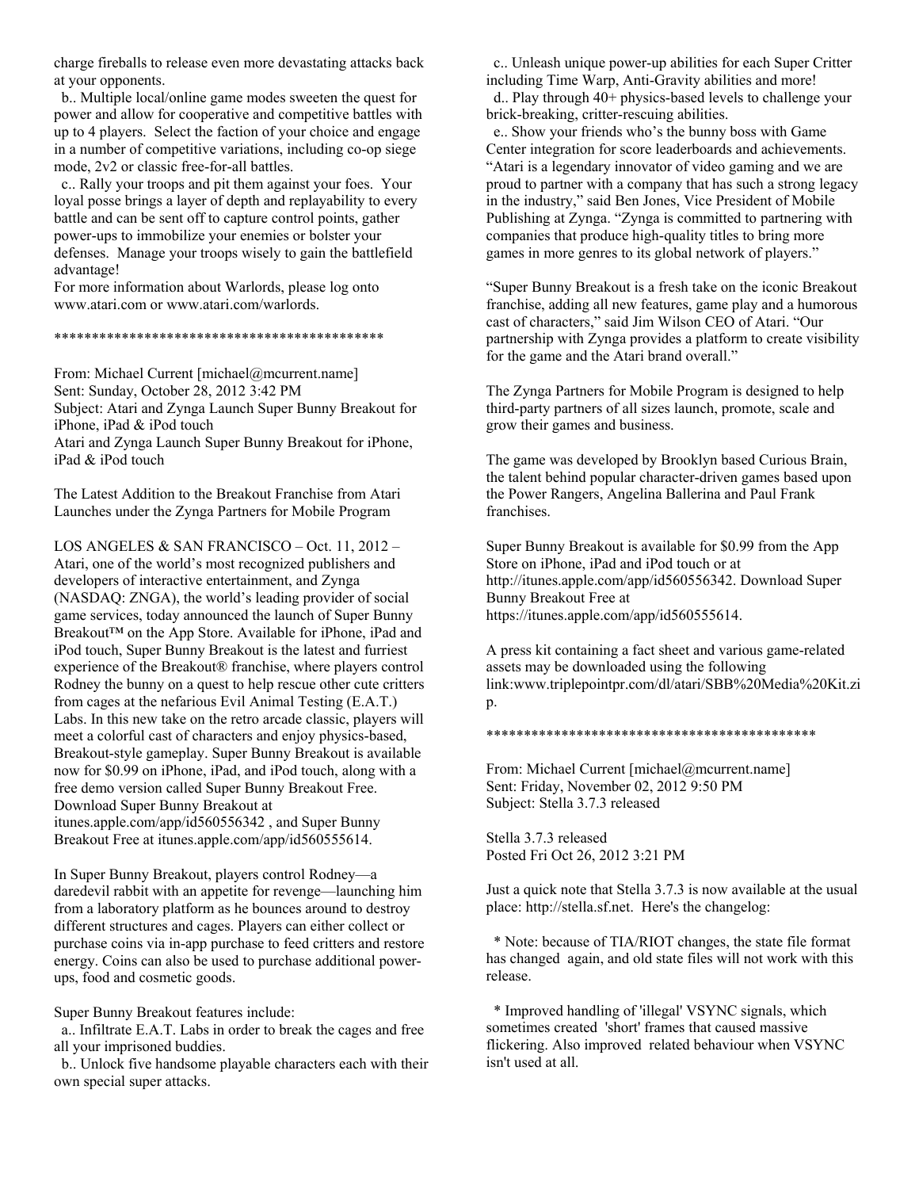charge fireballs to release even more devastating attacks back at your opponents.

b.. Multiple local/online game modes sweeten the quest for power and allow for cooperative and competitive battles with up to 4 players. Select the faction of your choice and engage in a number of competitive variations, including co-op siege mode, 2v2 or classic free-for-all battles.

c.. Rally your troops and pit them against your foes. Your loyal posse brings a layer of depth and replayability to every battle and can be sent off to capture control points, gather power-ups to immobilize your enemies or bolster your defenses. Manage your troops wisely to gain the battlefield advantage!

For more information about Warlords, please log onto www.atari.com or www.atari.com/warlords.

*********************************************

From: Michael Current [michael@mcurrent.name]
Sent: Sunday, October 28, 2012 3:42 PM
Subject: Atari and Zynga Launch Super Bunny Breakout for iPhone, iPad & iPod touch

Atari and Zynga Launch Super Bunny Breakout for iPhone, iPad & iPod touch

The Latest Addition to the Breakout Franchise from Atari Launches under the Zynga Partners for Mobile Program

LOS ANGELES & SAN FRANCISCO – Oct. 11, 2012 – Atari, one of the world's most recognized publishers and developers of interactive entertainment, and Zynga (NASDAQ: ZNGA), the world's leading provider of social game services, today announced the launch of Super Bunny Breakout™ on the App Store. Available for iPhone, iPad and iPod touch, Super Bunny Breakout is the latest and furriest experience of the Breakout® franchise, where players control Rodney the bunny on a quest to help rescue other cute critters from cages at the nefarious Evil Animal Testing (E.A.T.) Labs. In this new take on the retro arcade classic, players will meet a colorful cast of characters and enjoy physics-based, Breakout-style gameplay. Super Bunny Breakout is available now for $0.99 on iPhone, iPad, and iPod touch, along with a free demo version called Super Bunny Breakout Free. Download Super Bunny Breakout at itunes.apple.com/app/id560556342 , and Super Bunny Breakout Free at itunes.apple.com/app/id560555614.

In Super Bunny Breakout, players control Rodney—a daredevil rabbit with an appetite for revenge—launching him from a laboratory platform as he bounces around to destroy different structures and cages. Players can either collect or purchase coins via in-app purchase to feed critters and restore energy. Coins can also be used to purchase additional power-ups, food and cosmetic goods.

Super Bunny Breakout features include:

a.. Infiltrate E.A.T. Labs in order to break the cages and free all your imprisoned buddies.

b.. Unlock five handsome playable characters each with their own special super attacks.

c.. Unleash unique power-up abilities for each Super Critter including Time Warp, Anti-Gravity abilities and more!

d.. Play through 40+ physics-based levels to challenge your brick-breaking, critter-rescuing abilities.

e.. Show your friends who's the bunny boss with Game Center integration for score leaderboards and achievements.

"Atari is a legendary innovator of video gaming and we are proud to partner with a company that has such a strong legacy in the industry," said Ben Jones, Vice President of Mobile Publishing at Zynga. "Zynga is committed to partnering with companies that produce high-quality titles to bring more games in more genres to its global network of players."

"Super Bunny Breakout is a fresh take on the iconic Breakout franchise, adding all new features, game play and a humorous cast of characters," said Jim Wilson CEO of Atari. "Our partnership with Zynga provides a platform to create visibility for the game and the Atari brand overall."

The Zynga Partners for Mobile Program is designed to help third-party partners of all sizes launch, promote, scale and grow their games and business.

The game was developed by Brooklyn based Curious Brain, the talent behind popular character-driven games based upon the Power Rangers, Angelina Ballerina and Paul Frank franchises.

Super Bunny Breakout is available for $0.99 from the App Store on iPhone, iPad and iPod touch or at http://itunes.apple.com/app/id560556342. Download Super Bunny Breakout Free at https://itunes.apple.com/app/id560555614.

A press kit containing a fact sheet and various game-related assets may be downloaded using the following link:www.triplepointpr.com/dl/atari/SBB%20Media%20Kit.zip.

*********************************************

From: Michael Current [michael@mcurrent.name]
Sent: Friday, November 02, 2012 9:50 PM
Subject: Stella 3.7.3 released

Stella 3.7.3 released
Posted Fri Oct 26, 2012 3:21 PM

Just a quick note that Stella 3.7.3 is now available at the usual place: http://stella.sf.net. Here's the changelog:

* Note: because of TIA/RIOT changes, the state file format has changed again, and old state files will not work with this release.

* Improved handling of 'illegal' VSYNC signals, which sometimes created 'short' frames that caused massive flickering. Also improved related behaviour when VSYNC isn't used at all.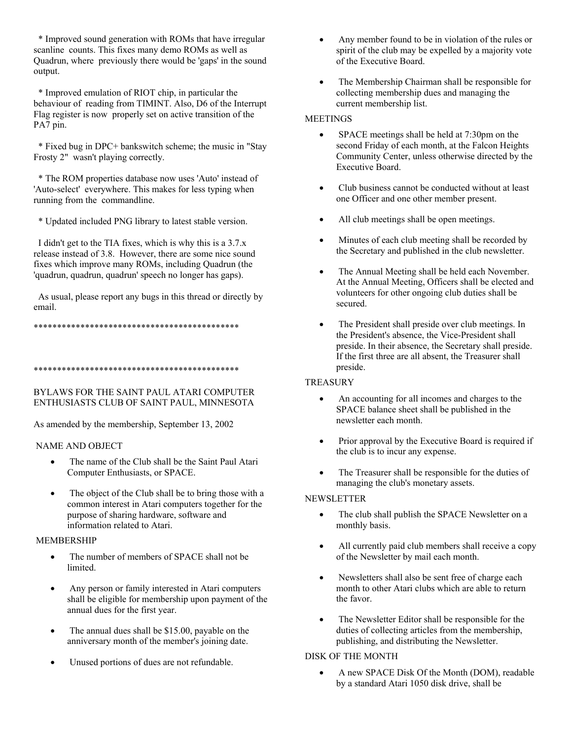* Improved sound generation with ROMs that have irregular scanline counts. This fixes many demo ROMs as well as Quadrun, where previously there would be 'gaps' in the sound output.

* Improved emulation of RIOT chip, in particular the behaviour of reading from TIMINT. Also, D6 of the Interrupt Flag register is now properly set on active transition of the PA7 pin.

* Fixed bug in DPC+ bankswitch scheme; the music in "Stay Frosty 2" wasn't playing correctly.

* The ROM properties database now uses 'Auto' instead of 'Auto-select' everywhere. This makes for less typing when running from the commandline.

* Updated included PNG library to latest stable version.

I didn't get to the TIA fixes, which is why this is a 3.7.x release instead of 3.8. However, there are some nice sound fixes which improve many ROMs, including Quadrun (the 'quadrun, quadrun, quadrun' speech no longer has gaps).

As usual, please report any bugs in this thread or directly by email.

*********************************************

*********************************************

BYLAWS FOR THE SAINT PAUL ATARI COMPUTER ENTHUSIASTS CLUB OF SAINT PAUL, MINNESOTA

As amended by the membership, September 13, 2002

NAME AND OBJECT

- The name of the Club shall be the Saint Paul Atari Computer Enthusiasts, or SPACE.
- The object of the Club shall be to bring those with a common interest in Atari computers together for the purpose of sharing hardware, software and information related to Atari.

MEMBERSHIP

- The number of members of SPACE shall not be limited.
- Any person or family interested in Atari computers shall be eligible for membership upon payment of the annual dues for the first year.
- The annual dues shall be $15.00, payable on the anniversary month of the member's joining date.
- Unused portions of dues are not refundable.
- Any member found to be in violation of the rules or spirit of the club may be expelled by a majority vote of the Executive Board.
- The Membership Chairman shall be responsible for collecting membership dues and managing the current membership list.

MEETINGS

- SPACE meetings shall be held at 7:30pm on the second Friday of each month, at the Falcon Heights Community Center, unless otherwise directed by the Executive Board.
- Club business cannot be conducted without at least one Officer and one other member present.
- All club meetings shall be open meetings.
- Minutes of each club meeting shall be recorded by the Secretary and published in the club newsletter.
- The Annual Meeting shall be held each November. At the Annual Meeting, Officers shall be elected and volunteers for other ongoing club duties shall be secured.
- The President shall preside over club meetings. In the President's absence, the Vice-President shall preside. In their absence, the Secretary shall preside. If the first three are all absent, the Treasurer shall preside.

TREASURY

- An accounting for all incomes and charges to the SPACE balance sheet shall be published in the newsletter each month.
- Prior approval by the Executive Board is required if the club is to incur any expense.
- The Treasurer shall be responsible for the duties of managing the club's monetary assets.

NEWSLETTER

- The club shall publish the SPACE Newsletter on a monthly basis.
- All currently paid club members shall receive a copy of the Newsletter by mail each month.
- Newsletters shall also be sent free of charge each month to other Atari clubs which are able to return the favor.
- The Newsletter Editor shall be responsible for the duties of collecting articles from the membership, publishing, and distributing the Newsletter.

DISK OF THE MONTH

- A new SPACE Disk Of the Month (DOM), readable by a standard Atari 1050 disk drive, shall be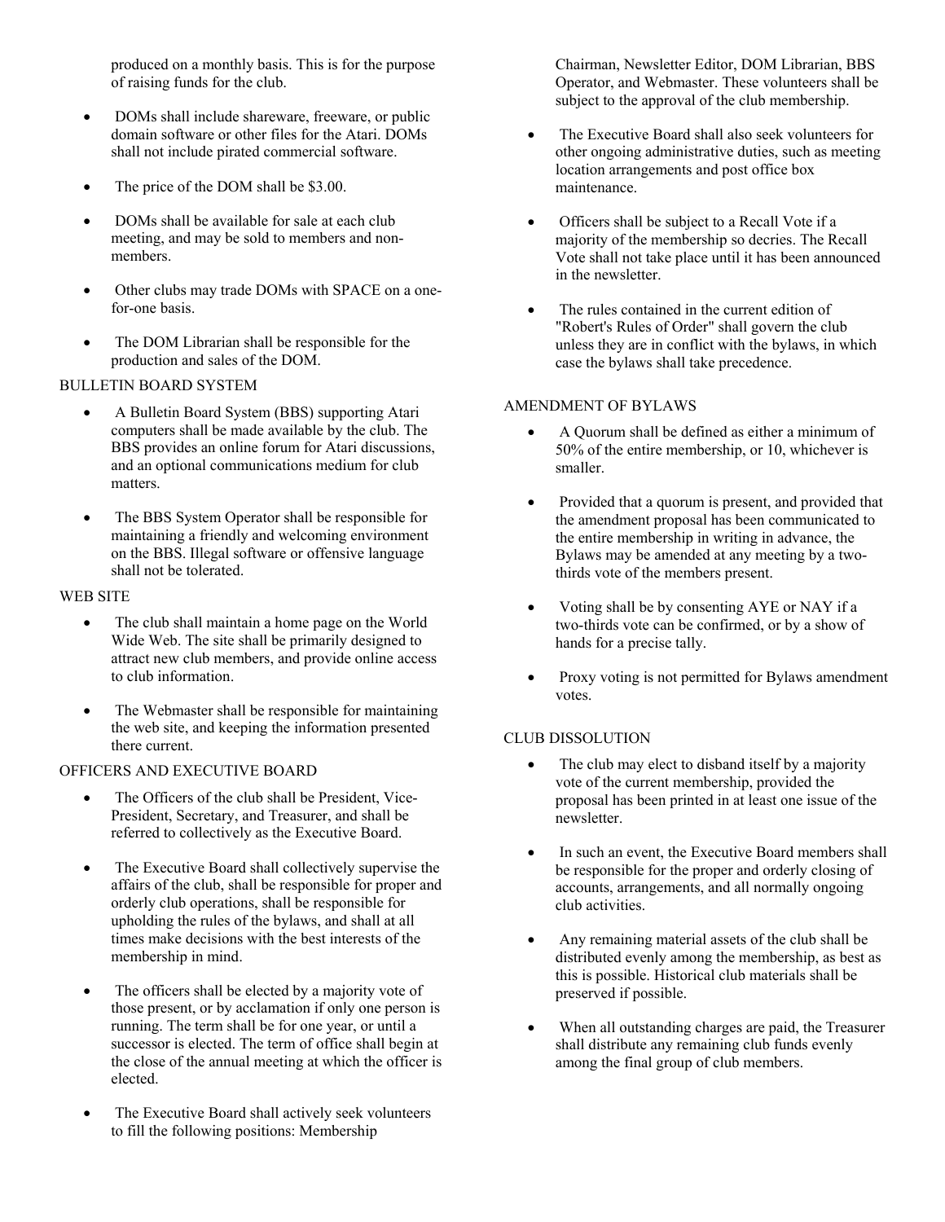produced on a monthly basis. This is for the purpose of raising funds for the club.

- DOMs shall include shareware, freeware, or public domain software or other files for the Atari. DOMs shall not include pirated commercial software.
- The price of the DOM shall be $3.00.
- DOMs shall be available for sale at each club meeting, and may be sold to members and non-members.
- Other clubs may trade DOMs with SPACE on a one-for-one basis.
- The DOM Librarian shall be responsible for the production and sales of the DOM.

## BULLETIN BOARD SYSTEM

- A Bulletin Board System (BBS) supporting Atari computers shall be made available by the club. The BBS provides an online forum for Atari discussions, and an optional communications medium for club matters.
- The BBS System Operator shall be responsible for maintaining a friendly and welcoming environment on the BBS. Illegal software or offensive language shall not be tolerated.

## WEB SITE

- The club shall maintain a home page on the World Wide Web. The site shall be primarily designed to attract new club members, and provide online access to club information.
- The Webmaster shall be responsible for maintaining the web site, and keeping the information presented there current.

## OFFICERS AND EXECUTIVE BOARD

- The Officers of the club shall be President, Vice-President, Secretary, and Treasurer, and shall be referred to collectively as the Executive Board.
- The Executive Board shall collectively supervise the affairs of the club, shall be responsible for proper and orderly club operations, shall be responsible for upholding the rules of the bylaws, and shall at all times make decisions with the best interests of the membership in mind.
- The officers shall be elected by a majority vote of those present, or by acclamation if only one person is running. The term shall be for one year, or until a successor is elected. The term of office shall begin at the close of the annual meeting at which the officer is elected.
- The Executive Board shall actively seek volunteers to fill the following positions: Membership Chairman, Newsletter Editor, DOM Librarian, BBS Operator, and Webmaster. These volunteers shall be subject to the approval of the club membership.
- The Executive Board shall also seek volunteers for other ongoing administrative duties, such as meeting location arrangements and post office box maintenance.
- Officers shall be subject to a Recall Vote if a majority of the membership so decries. The Recall Vote shall not take place until it has been announced in the newsletter.
- The rules contained in the current edition of "Robert's Rules of Order" shall govern the club unless they are in conflict with the bylaws, in which case the bylaws shall take precedence.

## AMENDMENT OF BYLAWS

- A Quorum shall be defined as either a minimum of 50% of the entire membership, or 10, whichever is smaller.
- Provided that a quorum is present, and provided that the amendment proposal has been communicated to the entire membership in writing in advance, the Bylaws may be amended at any meeting by a two-thirds vote of the members present.
- Voting shall be by consenting AYE or NAY if a two-thirds vote can be confirmed, or by a show of hands for a precise tally.
- Proxy voting is not permitted for Bylaws amendment votes.

## CLUB DISSOLUTION

- The club may elect to disband itself by a majority vote of the current membership, provided the proposal has been printed in at least one issue of the newsletter.
- In such an event, the Executive Board members shall be responsible for the proper and orderly closing of accounts, arrangements, and all normally ongoing club activities.
- Any remaining material assets of the club shall be distributed evenly among the membership, as best as this is possible. Historical club materials shall be preserved if possible.
- When all outstanding charges are paid, the Treasurer shall distribute any remaining club funds evenly among the final group of club members.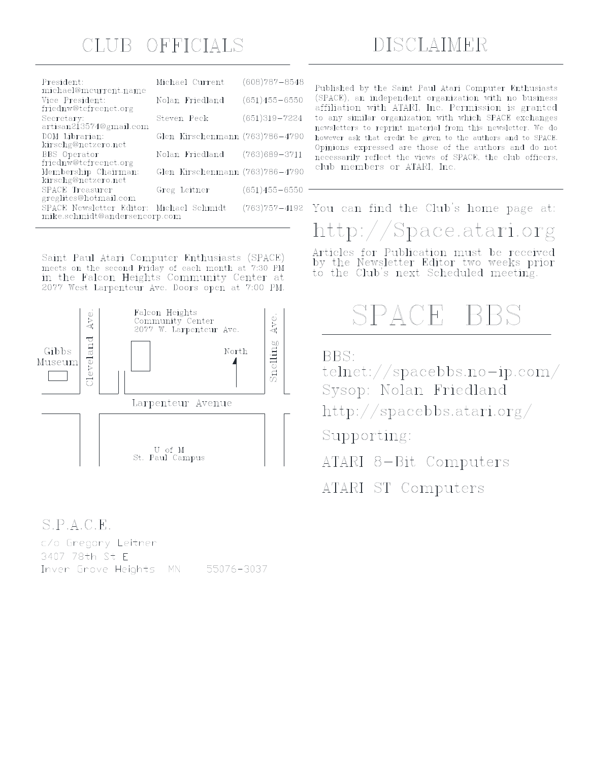# CLUB OFFICIALS

| | | |
|---|---|---|
| President: michael@mcurrent.name | Michael Current | (608)787-8548 |
| Vice President: friednw@tcfreenet.org | Nolan Friedland | (651)455-6550 |
| Secretary: artisan213574@gmail.com | Steven Peck | (651)319-7224 |
| DOM Librarian: kirschg@netzero.net | Glen Kirschenmann | (763)786-4790 |
| BBS Operator friednw@tcfreenet.org | Nolan Friedland | (763)689-3711 |
| Membership Chairman: kirschg@netzero.net | Glen Kirschenmann | (763)786-4790 |
| SPACE Treasurer greglites@hotmail.com | Greg Leitner | (651)455-6550 |
| SPACE Newsletter Editor: mike.schmidt@andersencorp.com | Michael Schmidt | (763)757-4192 |

Saint Paul Atari Computer Enthusiasts (SPACE) meets on the second Friday of each month at 7:30 PM in the Falcon Heights Community Center at 2077 West Larpenteur Ave. Doors open at 7:00 PM.

Falcon Heights
Community Center
2077 W. Larpenteur Ave.

Gibbs Museum

Cleveland Ave.

North

Snelling Ave.

Larpenteur Avenue

U of M
St. Paul Campus

# DISCLAIMER

Published by the Saint Paul Atari Computer Enthusiasts (SPACE), an independent organization with no business affiliation with ATARI, Inc. Permission is granted to any similar organization with which SPACE exchanges newsletters to reprint material from this newsletter. We do however ask that credit be given to the authors and to SPACE. Opinions expressed are those of the authors and do not necessarily reflect the views of SPACE, the club officers, club members or ATARI, Inc.

You can find the Club's home page at:

http://Space.atari.org

Articles for Publication must be received by the Newsletter Editor two weeks prior to the Club's next Scheduled meeting.

# SPACE BBS

BBS:
telnet://spacebbs.no-ip.com/
Sysop: Nolan Friedland

http://spacebbs.atari.org/

Supporting:

ATARI 8-Bit Computers

ATARI ST Computers

S.P.A.C.E.
c/o Gregory Leitner
3407 78th St E
Inver Grove Heights MN 55076-3037